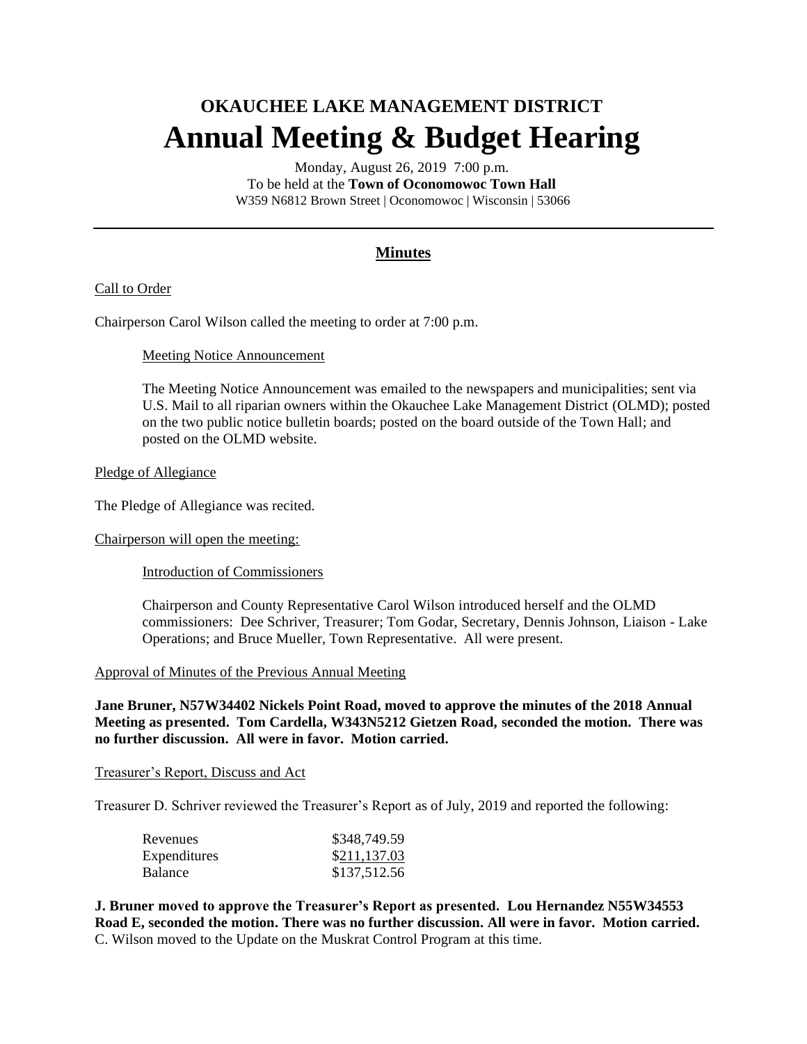# OKAUCHEE LAKE MANAGEMENT DISTRICT

# Annual Meeting & Budget Hearing

Monday, August 26, 2019 7:00 p.m.
To be held at the **Town of Oconomowoc Town Hall**
W359 N6812 Brown Street | Oconomowoc | Wisconsin | 53066

---

## Minutes

Call to Order

Chairperson Carol Wilson called the meeting to order at 7:00 p.m.

Meeting Notice Announcement

The Meeting Notice Announcement was emailed to the newspapers and municipalities; sent via U.S. Mail to all riparian owners within the Okauchee Lake Management District (OLMD); posted on the two public notice bulletin boards; posted on the board outside of the Town Hall; and posted on the OLMD website.

Pledge of Allegiance

The Pledge of Allegiance was recited.

Chairperson will open the meeting:

Introduction of Commissioners

Chairperson and County Representative Carol Wilson introduced herself and the OLMD commissioners: Dee Schriver, Treasurer; Tom Godar, Secretary, Dennis Johnson, Liaison - Lake Operations; and Bruce Mueller, Town Representative. All were present.

Approval of Minutes of the Previous Annual Meeting

**Jane Bruner, N57W34402 Nickels Point Road, moved to approve the minutes of the 2018 Annual Meeting as presented. Tom Cardella, W343N5212 Gietzen Road, seconded the motion. There was no further discussion. All were in favor. Motion carried.**

Treasurer's Report, Discuss and Act

Treasurer D. Schriver reviewed the Treasurer's Report as of July, 2019 and reported the following:

| | |
|---|---|
| Revenues | \$348,749.59 |
| Expenditures | \$211,137.03 |
| Balance | \$137,512.56 |

**J. Bruner moved to approve the Treasurer's Report as presented. Lou Hernandez N55W34553 Road E, seconded the motion. There was no further discussion. All were in favor. Motion carried.**
C. Wilson moved to the Update on the Muskrat Control Program at this time.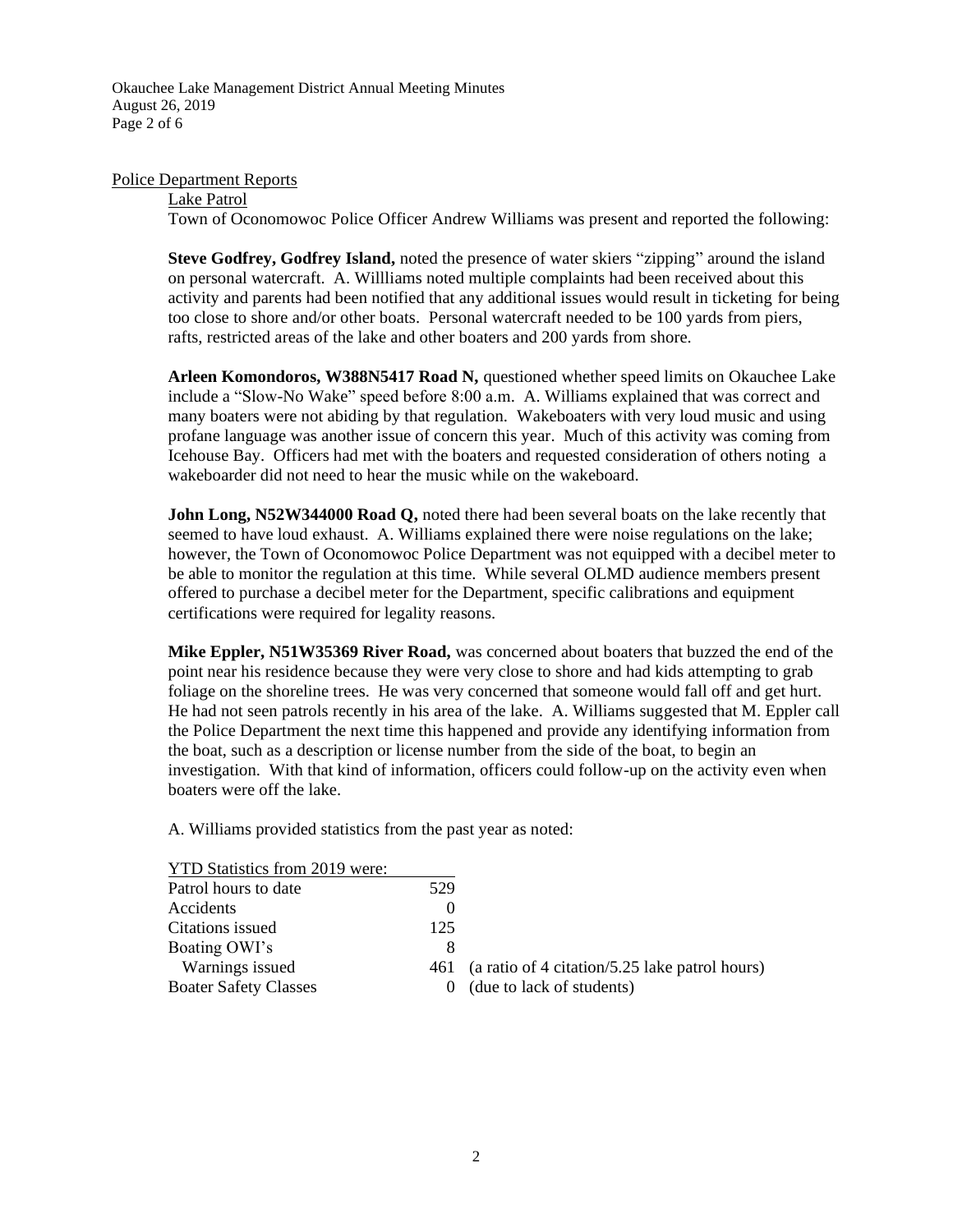Police Department Reports

Lake Patrol

Town of Oconomowoc Police Officer Andrew Williams was present and reported the following:

**Steve Godfrey, Godfrey Island,** noted the presence of water skiers "zipping" around the island on personal watercraft. A. Willliams noted multiple complaints had been received about this activity and parents had been notified that any additional issues would result in ticketing for being too close to shore and/or other boats. Personal watercraft needed to be 100 yards from piers, rafts, restricted areas of the lake and other boaters and 200 yards from shore.

**Arleen Komondoros, W388N5417 Road N,** questioned whether speed limits on Okauchee Lake include a "Slow-No Wake" speed before 8:00 a.m. A. Williams explained that was correct and many boaters were not abiding by that regulation. Wakeboaters with very loud music and using profane language was another issue of concern this year. Much of this activity was coming from Icehouse Bay. Officers had met with the boaters and requested consideration of others noting a wakeboarder did not need to hear the music while on the wakeboard.

**John Long, N52W344000 Road Q,** noted there had been several boats on the lake recently that seemed to have loud exhaust. A. Williams explained there were noise regulations on the lake; however, the Town of Oconomowoc Police Department was not equipped with a decibel meter to be able to monitor the regulation at this time. While several OLMD audience members present offered to purchase a decibel meter for the Department, specific calibrations and equipment certifications were required for legality reasons.

**Mike Eppler, N51W35369 River Road,** was concerned about boaters that buzzed the end of the point near his residence because they were very close to shore and had kids attempting to grab foliage on the shoreline trees. He was very concerned that someone would fall off and get hurt. He had not seen patrols recently in his area of the lake. A. Williams suggested that M. Eppler call the Police Department the next time this happened and provide any identifying information from the boat, such as a description or license number from the side of the boat, to begin an investigation. With that kind of information, officers could follow-up on the activity even when boaters were off the lake.

A. Williams provided statistics from the past year as noted:

| YTD Statistics from 2019 were: | | |
|---|---|---|
| Patrol hours to date | 529 | |
| Accidents | 0 | |
| Citations issued | 125 | |
| Boating OWI's | 8 | |
| Warnings issued | 461 | (a ratio of 4 citation/5.25 lake patrol hours) |
| Boater Safety Classes | 0 | (due to lack of students) |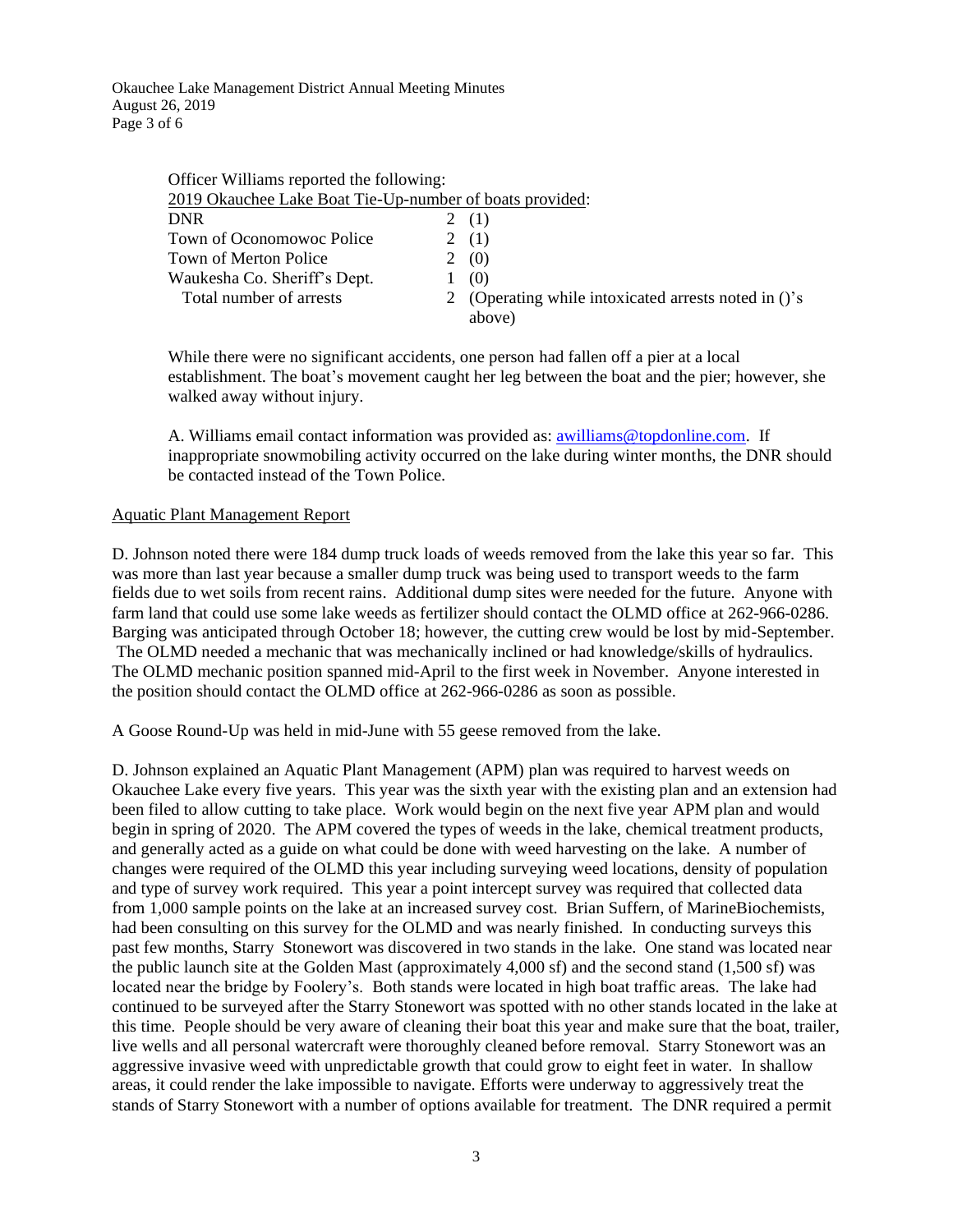Officer Williams reported the following:

2019 Okauchee Lake Boat Tie-Up-number of boats provided:

| | | |
|---|---|---|
| DNR | 2 | (1) |
| Town of Oconomowoc Police | 2 | (1) |
| Town of Merton Police | 2 | (0) |
| Waukesha Co. Sheriff's Dept. | 1 | (0) |
| Total number of arrests | 2 | (Operating while intoxicated arrests noted in ()'s above) |

While there were no significant accidents, one person had fallen off a pier at a local establishment. The boat's movement caught her leg between the boat and the pier; however, she walked away without injury.

A. Williams email contact information was provided as: awilliams@topdonline.com. If inappropriate snowmobiling activity occurred on the lake during winter months, the DNR should be contacted instead of the Town Police.

Aquatic Plant Management Report

D. Johnson noted there were 184 dump truck loads of weeds removed from the lake this year so far. This was more than last year because a smaller dump truck was being used to transport weeds to the farm fields due to wet soils from recent rains. Additional dump sites were needed for the future. Anyone with farm land that could use some lake weeds as fertilizer should contact the OLMD office at 262-966-0286. Barging was anticipated through October 18; however, the cutting crew would be lost by mid-September. The OLMD needed a mechanic that was mechanically inclined or had knowledge/skills of hydraulics. The OLMD mechanic position spanned mid-April to the first week in November. Anyone interested in the position should contact the OLMD office at 262-966-0286 as soon as possible.

A Goose Round-Up was held in mid-June with 55 geese removed from the lake.

D. Johnson explained an Aquatic Plant Management (APM) plan was required to harvest weeds on Okauchee Lake every five years. This year was the sixth year with the existing plan and an extension had been filed to allow cutting to take place. Work would begin on the next five year APM plan and would begin in spring of 2020. The APM covered the types of weeds in the lake, chemical treatment products, and generally acted as a guide on what could be done with weed harvesting on the lake. A number of changes were required of the OLMD this year including surveying weed locations, density of population and type of survey work required. This year a point intercept survey was required that collected data from 1,000 sample points on the lake at an increased survey cost. Brian Suffern, of MarineBiochemists, had been consulting on this survey for the OLMD and was nearly finished. In conducting surveys this past few months, Starry Stonewort was discovered in two stands in the lake. One stand was located near the public launch site at the Golden Mast (approximately 4,000 sf) and the second stand (1,500 sf) was located near the bridge by Foolery's. Both stands were located in high boat traffic areas. The lake had continued to be surveyed after the Starry Stonewort was spotted with no other stands located in the lake at this time. People should be very aware of cleaning their boat this year and make sure that the boat, trailer, live wells and all personal watercraft were thoroughly cleaned before removal. Starry Stonewort was an aggressive invasive weed with unpredictable growth that could grow to eight feet in water. In shallow areas, it could render the lake impossible to navigate. Efforts were underway to aggressively treat the stands of Starry Stonewort with a number of options available for treatment. The DNR required a permit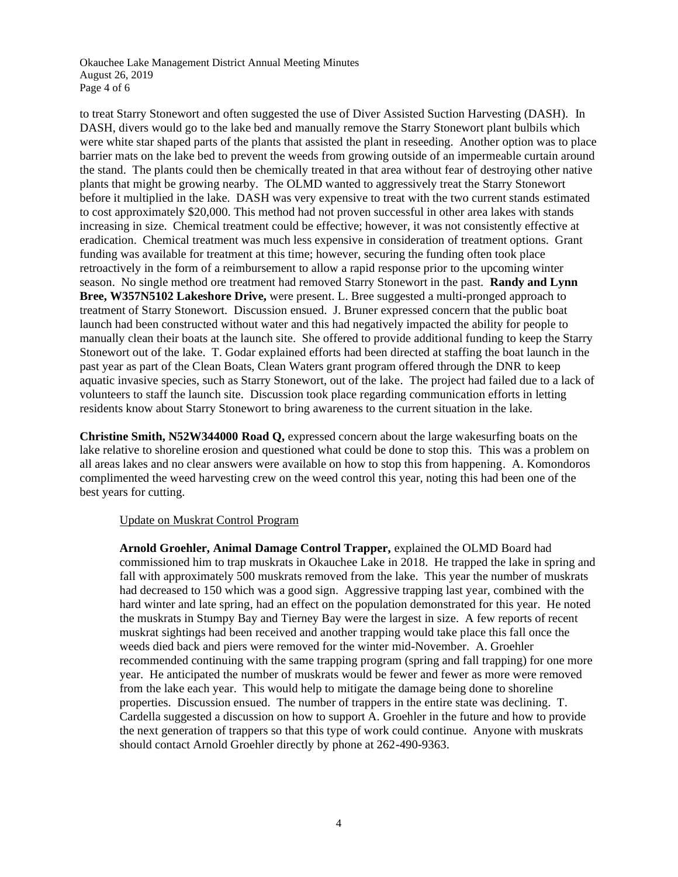to treat Starry Stonewort and often suggested the use of Diver Assisted Suction Harvesting (DASH). In DASH, divers would go to the lake bed and manually remove the Starry Stonewort plant bulbils which were white star shaped parts of the plants that assisted the plant in reseeding. Another option was to place barrier mats on the lake bed to prevent the weeds from growing outside of an impermeable curtain around the stand. The plants could then be chemically treated in that area without fear of destroying other native plants that might be growing nearby. The OLMD wanted to aggressively treat the Starry Stonewort before it multiplied in the lake. DASH was very expensive to treat with the two current stands estimated to cost approximately $20,000. This method had not proven successful in other area lakes with stands increasing in size. Chemical treatment could be effective; however, it was not consistently effective at eradication. Chemical treatment was much less expensive in consideration of treatment options. Grant funding was available for treatment at this time; however, securing the funding often took place retroactively in the form of a reimbursement to allow a rapid response prior to the upcoming winter season. No single method ore treatment had removed Starry Stonewort in the past. **Randy and Lynn Bree, W357N5102 Lakeshore Drive,** were present. L. Bree suggested a multi-pronged approach to treatment of Starry Stonewort. Discussion ensued. J. Bruner expressed concern that the public boat launch had been constructed without water and this had negatively impacted the ability for people to manually clean their boats at the launch site. She offered to provide additional funding to keep the Starry Stonewort out of the lake. T. Godar explained efforts had been directed at staffing the boat launch in the past year as part of the Clean Boats, Clean Waters grant program offered through the DNR to keep aquatic invasive species, such as Starry Stonewort, out of the lake. The project had failed due to a lack of volunteers to staff the launch site. Discussion took place regarding communication efforts in letting residents know about Starry Stonewort to bring awareness to the current situation in the lake.

**Christine Smith, N52W344000 Road Q,** expressed concern about the large wakesurfing boats on the lake relative to shoreline erosion and questioned what could be done to stop this. This was a problem on all areas lakes and no clear answers were available on how to stop this from happening. A. Komondoros complimented the weed harvesting crew on the weed control this year, noting this had been one of the best years for cutting.

Update on Muskrat Control Program

**Arnold Groehler, Animal Damage Control Trapper,** explained the OLMD Board had commissioned him to trap muskrats in Okauchee Lake in 2018. He trapped the lake in spring and fall with approximately 500 muskrats removed from the lake. This year the number of muskrats had decreased to 150 which was a good sign. Aggressive trapping last year, combined with the hard winter and late spring, had an effect on the population demonstrated for this year. He noted the muskrats in Stumpy Bay and Tierney Bay were the largest in size. A few reports of recent muskrat sightings had been received and another trapping would take place this fall once the weeds died back and piers were removed for the winter mid-November. A. Groehler recommended continuing with the same trapping program (spring and fall trapping) for one more year. He anticipated the number of muskrats would be fewer and fewer as more were removed from the lake each year. This would help to mitigate the damage being done to shoreline properties. Discussion ensued. The number of trappers in the entire state was declining. T. Cardella suggested a discussion on how to support A. Groehler in the future and how to provide the next generation of trappers so that this type of work could continue. Anyone with muskrats should contact Arnold Groehler directly by phone at 262-490-9363.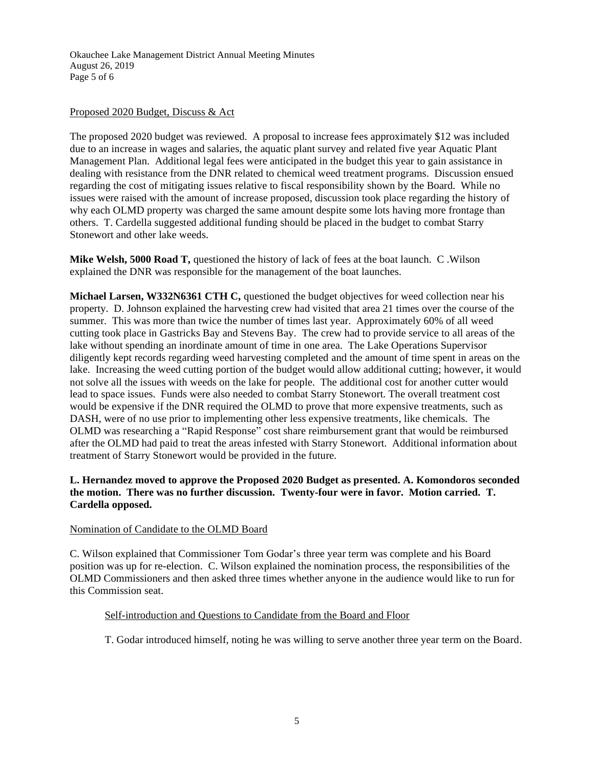Proposed 2020 Budget, Discuss & Act

The proposed 2020 budget was reviewed. A proposal to increase fees approximately $12 was included due to an increase in wages and salaries, the aquatic plant survey and related five year Aquatic Plant Management Plan. Additional legal fees were anticipated in the budget this year to gain assistance in dealing with resistance from the DNR related to chemical weed treatment programs. Discussion ensued regarding the cost of mitigating issues relative to fiscal responsibility shown by the Board. While no issues were raised with the amount of increase proposed, discussion took place regarding the history of why each OLMD property was charged the same amount despite some lots having more frontage than others. T. Cardella suggested additional funding should be placed in the budget to combat Starry Stonewort and other lake weeds.

**Mike Welsh, 5000 Road T,** questioned the history of lack of fees at the boat launch. C .Wilson explained the DNR was responsible for the management of the boat launches.

**Michael Larsen, W332N6361 CTH C,** questioned the budget objectives for weed collection near his property. D. Johnson explained the harvesting crew had visited that area 21 times over the course of the summer. This was more than twice the number of times last year. Approximately 60% of all weed cutting took place in Gastricks Bay and Stevens Bay. The crew had to provide service to all areas of the lake without spending an inordinate amount of time in one area. The Lake Operations Supervisor diligently kept records regarding weed harvesting completed and the amount of time spent in areas on the lake. Increasing the weed cutting portion of the budget would allow additional cutting; however, it would not solve all the issues with weeds on the lake for people. The additional cost for another cutter would lead to space issues. Funds were also needed to combat Starry Stonewort. The overall treatment cost would be expensive if the DNR required the OLMD to prove that more expensive treatments, such as DASH, were of no use prior to implementing other less expensive treatments, like chemicals. The OLMD was researching a "Rapid Response" cost share reimbursement grant that would be reimbursed after the OLMD had paid to treat the areas infested with Starry Stonewort. Additional information about treatment of Starry Stonewort would be provided in the future.

**L. Hernandez moved to approve the Proposed 2020 Budget as presented. A. Komondoros seconded the motion. There was no further discussion. Twenty-four were in favor. Motion carried. T. Cardella opposed.**

Nomination of Candidate to the OLMD Board

C. Wilson explained that Commissioner Tom Godar's three year term was complete and his Board position was up for re-election. C. Wilson explained the nomination process, the responsibilities of the OLMD Commissioners and then asked three times whether anyone in the audience would like to run for this Commission seat.

Self-introduction and Questions to Candidate from the Board and Floor

T. Godar introduced himself, noting he was willing to serve another three year term on the Board.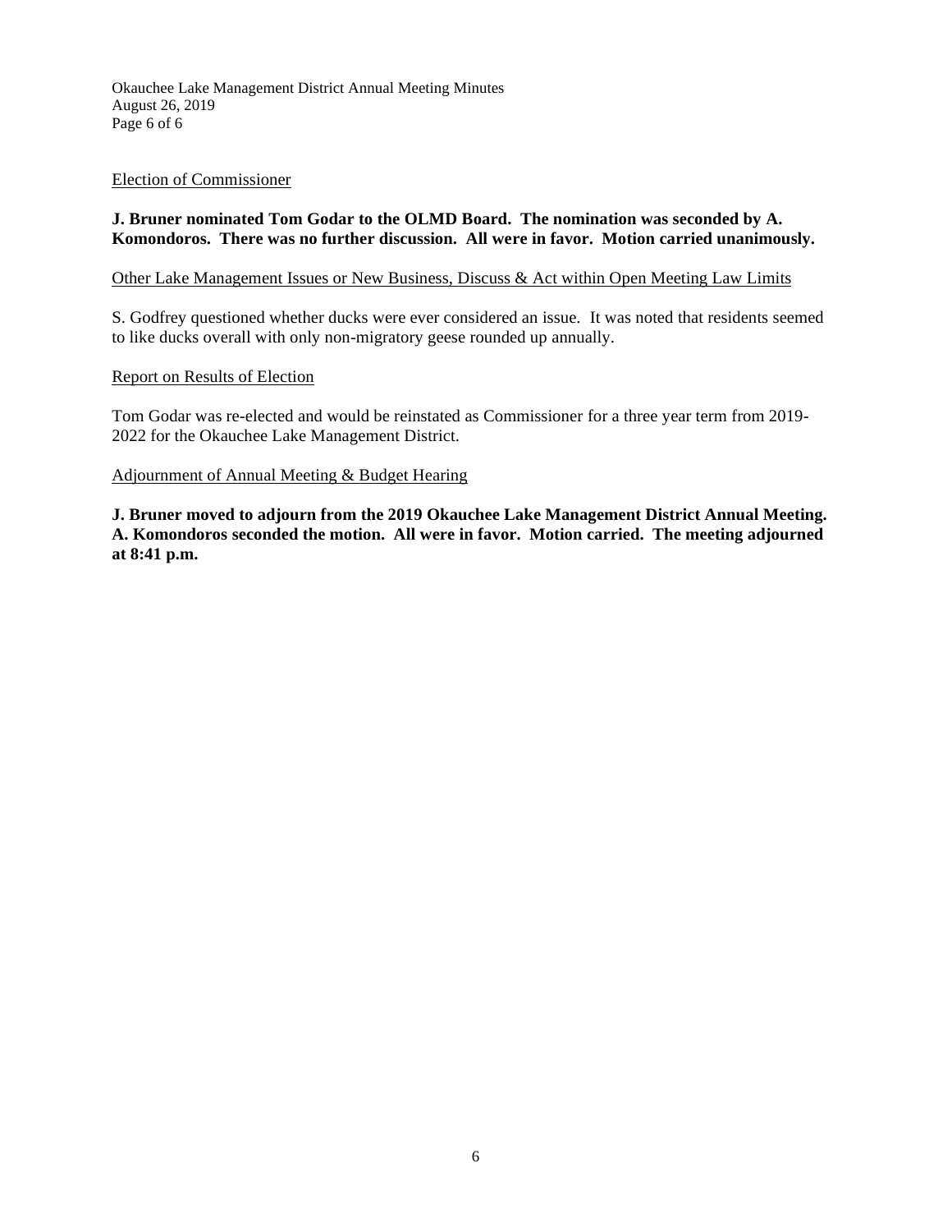Election of Commissioner

**J. Bruner nominated Tom Godar to the OLMD Board. The nomination was seconded by A. Komondoros. There was no further discussion. All were in favor. Motion carried unanimously.**

Other Lake Management Issues or New Business, Discuss & Act within Open Meeting Law Limits

S. Godfrey questioned whether ducks were ever considered an issue. It was noted that residents seemed to like ducks overall with only non-migratory geese rounded up annually.

Report on Results of Election

Tom Godar was re-elected and would be reinstated as Commissioner for a three year term from 2019-2022 for the Okauchee Lake Management District.

Adjournment of Annual Meeting & Budget Hearing

**J. Bruner moved to adjourn from the 2019 Okauchee Lake Management District Annual Meeting. A. Komondoros seconded the motion. All were in favor. Motion carried. The meeting adjourned at 8:41 p.m.**